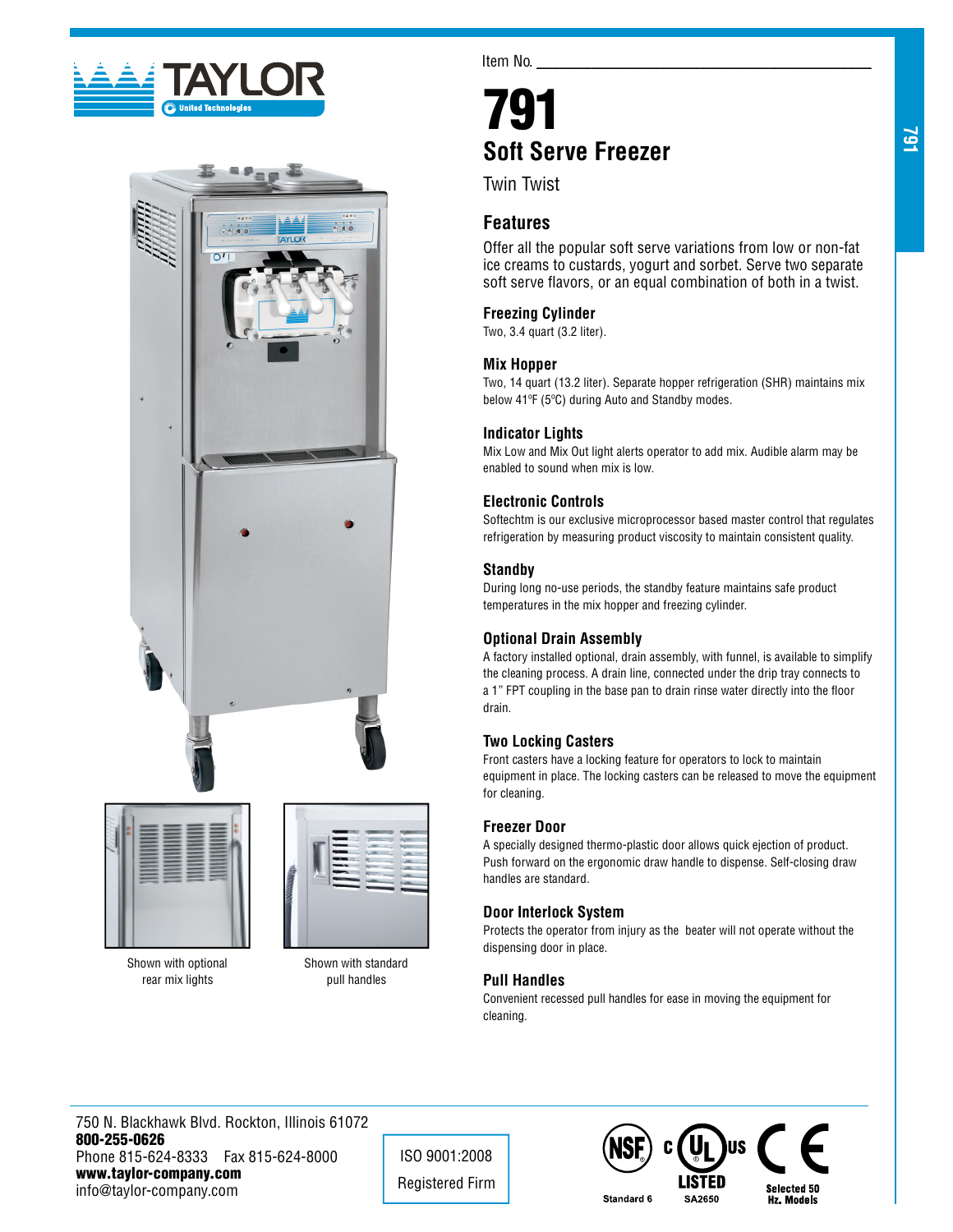Item No. ___________________________________

# 791

## Soft Serve Freezer

Twin Twist

Shown with optional rear mix lights

Shown with standard pull handles

## Features

Offer all the popular soft serve variations from low or non-fat ice creams to custards, yogurt and sorbet. Serve two separate soft serve flavors, or an equal combination of both in a twist.

### Freezing Cylinder

Two, 3.4 quart (3.2 liter).

### Mix Hopper

Two, 14 quart (13.2 liter). Separate hopper refrigeration (SHR) maintains mix below 41ºF (5ºC) during Auto and Standby modes.

### Indicator Lights

Mix Low and Mix Out light alerts operator to add mix. Audible alarm may be enabled to sound when mix is low.

### Electronic Controls

Softechtm is our exclusive microprocessor based master control that regulates refrigeration by measuring product viscosity to maintain consistent quality.

### Standby

During long no-use periods, the standby feature maintains safe product temperatures in the mix hopper and freezing cylinder.

### Optional Drain Assembly

A factory installed optional, drain assembly, with funnel, is available to simplify the cleaning process. A drain line, connected under the drip tray connects to a 1" FPT coupling in the base pan to drain rinse water directly into the floor drain.

### Two Locking Casters

Front casters have a locking feature for operators to lock to maintain equipment in place. The locking casters can be released to move the equipment for cleaning.

### Freezer Door

A specially designed thermo-plastic door allows quick ejection of product. Push forward on the ergonomic draw handle to dispense. Self-closing draw handles are standard.

### Door Interlock System

Protects the operator from injury as the beater will not operate without the dispensing door in place.

### Pull Handles

Convenient recessed pull handles for ease in moving the equipment for cleaning.

750 N. Blackhawk Blvd. Rockton, Illinois 61072
**800-255-0626**
Phone 815-624-8333 Fax 815-624-8000
**www.taylor-company.com**
info@taylor-company.com

ISO 9001:2008 Registered Firm

Standard 6 | LISTED SA2650 | Selected 50 Hz. Models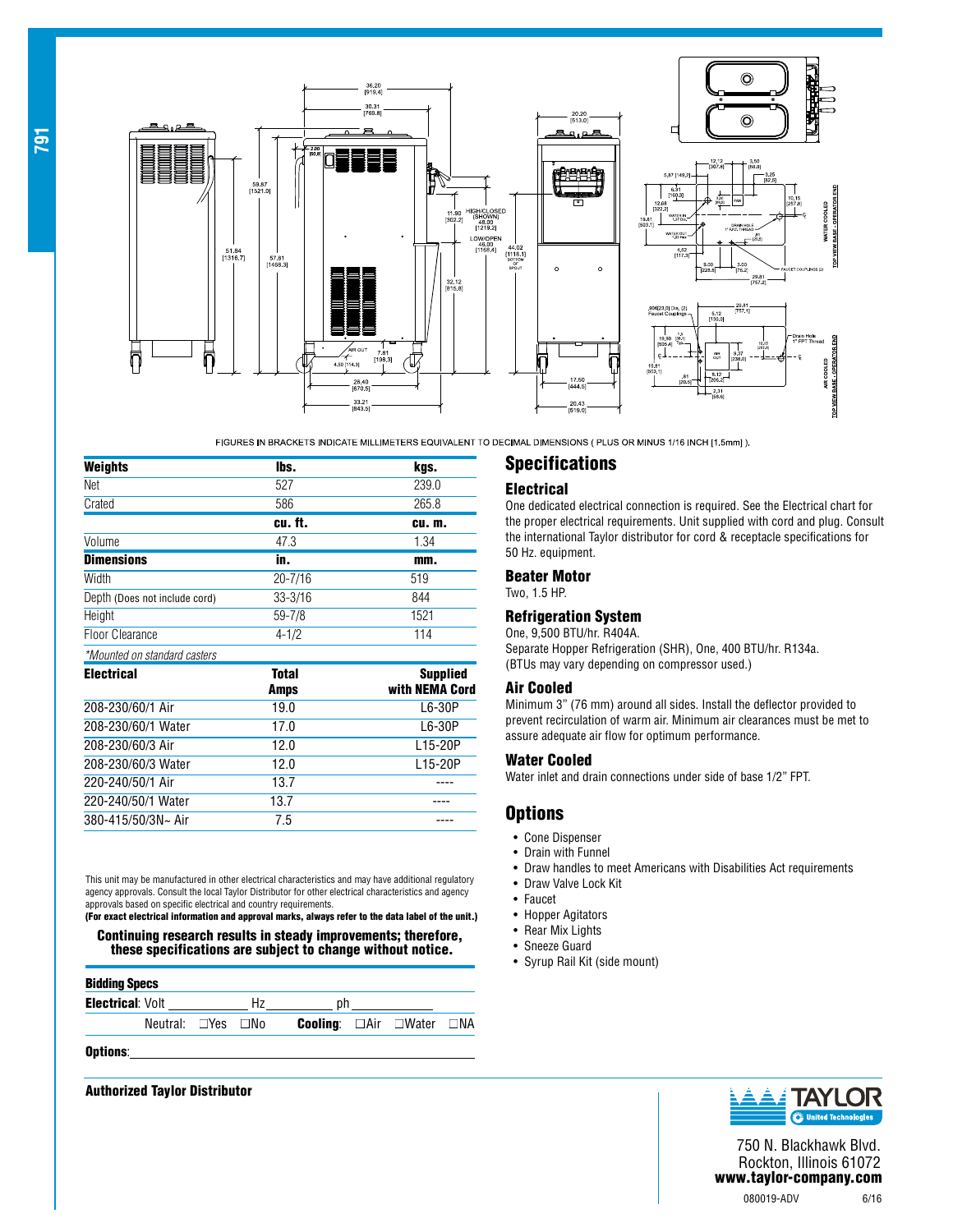FIGURES IN BRACKETS INDICATE MILLIMETERS EQUIVALENT TO DECIMAL DIMENSIONS ( PLUS OR MINUS 1/16 INCH [1.5mm] ).

| **Weights** | **lbs.** | **kgs.** |
|---|---|---|
| Net | 527 | 239.0 |
| Crated | 586 | 265.8 |
| | **cu. ft.** | **cu. m.** |
| Volume | 47.3 | 1.34 |
| **Dimensions** | **in.** | **mm.** |
| Width | 20-7/16 | 519 |
| Depth (Does not include cord) | 33-3/16 | 844 |
| Height | 59-7/8 | 1521 |
| Floor Clearance | 4-1/2 | 114 |

*\*Mounted on standard casters*

| **Electrical** | **Total Amps** | **Supplied with NEMA Cord** |
|---|---|---|
| 208-230/60/1 Air | 19.0 | L6-30P |
| 208-230/60/1 Water | 17.0 | L6-30P |
| 208-230/60/3 Air | 12.0 | L15-20P |
| 208-230/60/3 Water | 12.0 | L15-20P |
| 220-240/50/1 Air | 13.7 | ---- |
| 220-240/50/1 Water | 13.7 | ---- |
| 380-415/50/3N~ Air | 7.5 | ---- |

This unit may be manufactured in other electrical characteristics and may have additional regulatory agency approvals. Consult the local Taylor Distributor for other electrical characteristics and agency approvals based on specific electrical and country requirements.
**(For exact electrical information and approval marks, always refer to the data label of the unit.)**

**Continuing research results in steady improvements; therefore, these specifications are subject to change without notice.**

**Bidding Specs**

**Electrical**: Volt ____________ Hz ____________ ph ____________

Neutral: ☐Yes ☐No **Cooling**: ☐Air ☐Water ☐NA

**Options**: ____________________________________________

**Authorized Taylor Distributor**

# Specifications

## Electrical

One dedicated electrical connection is required. See the Electrical chart for the proper electrical requirements. Unit supplied with cord and plug. Consult the international Taylor distributor for cord & receptacle specifications for 50 Hz. equipment.

## Beater Motor

Two, 1.5 HP.

## Refrigeration System

One, 9,500 BTU/hr. R404A.
Separate Hopper Refrigeration (SHR), One, 400 BTU/hr. R134a.
(BTUs may vary depending on compressor used.)

## Air Cooled

Minimum 3" (76 mm) around all sides. Install the deflector provided to prevent recirculation of warm air. Minimum air clearances must be met to assure adequate air flow for optimum performance.

## Water Cooled

Water inlet and drain connections under side of base 1/2" FPT.

# Options

- Cone Dispenser
- Drain with Funnel
- Draw handles to meet Americans with Disabilities Act requirements
- Draw Valve Lock Kit
- Faucet
- Hopper Agitators
- Rear Mix Lights
- Sneeze Guard
- Syrup Rail Kit (side mount)

TAYLOR
United Technologies

750 N. Blackhawk Blvd.
Rockton, Illinois 61072
**www.taylor-company.com**

080019-ADV 6/16